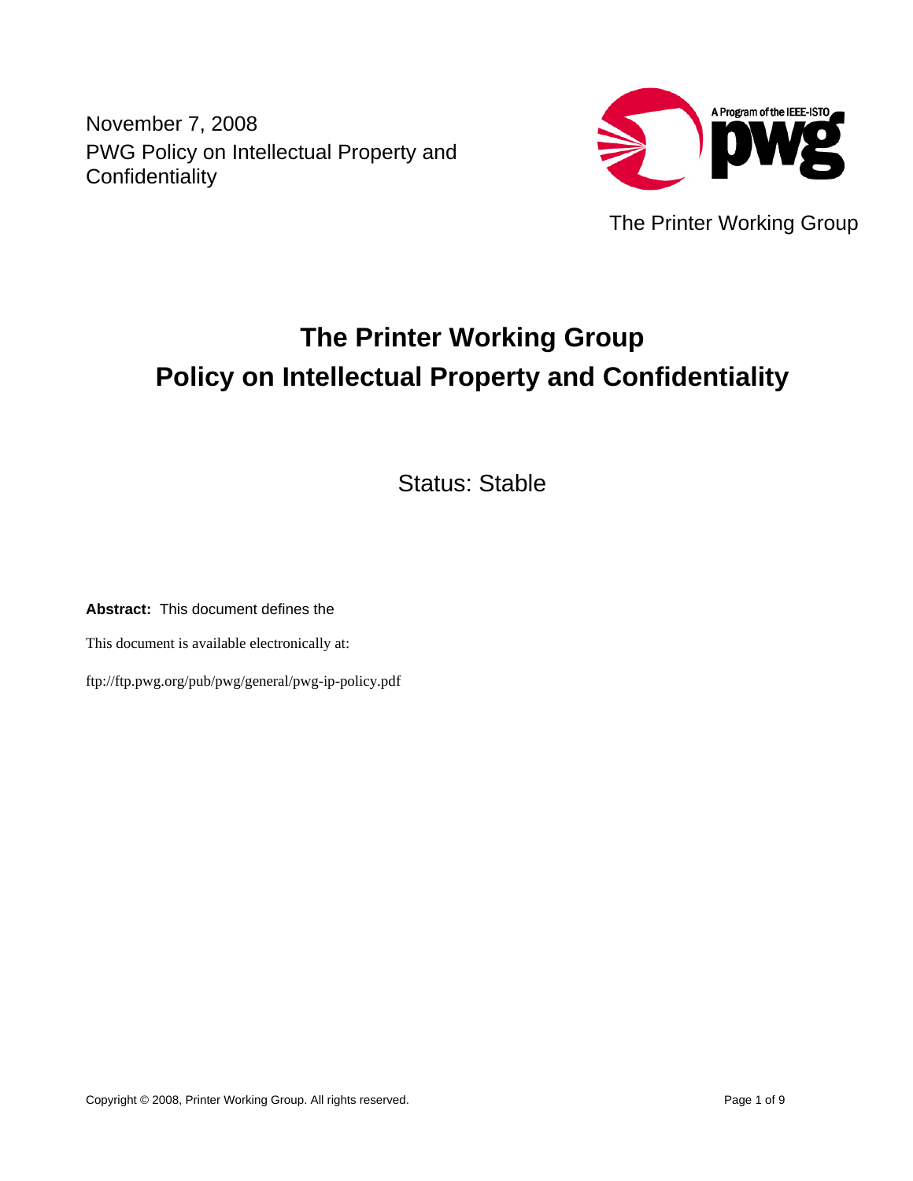November 7, 2008
PWG Policy on Intellectual Property and Confidentiality

A Program of the IEEE-ISTO

The Printer Working Group

# The Printer Working Group Policy on Intellectual Property and Confidentiality

Status: Stable

**Abstract:** This document defines the

This document is available electronically at:

ftp://ftp.pwg.org/pub/pwg/general/pwg-ip-policy.pdf

Copyright © 2008, Printer Working Group. All rights reserved.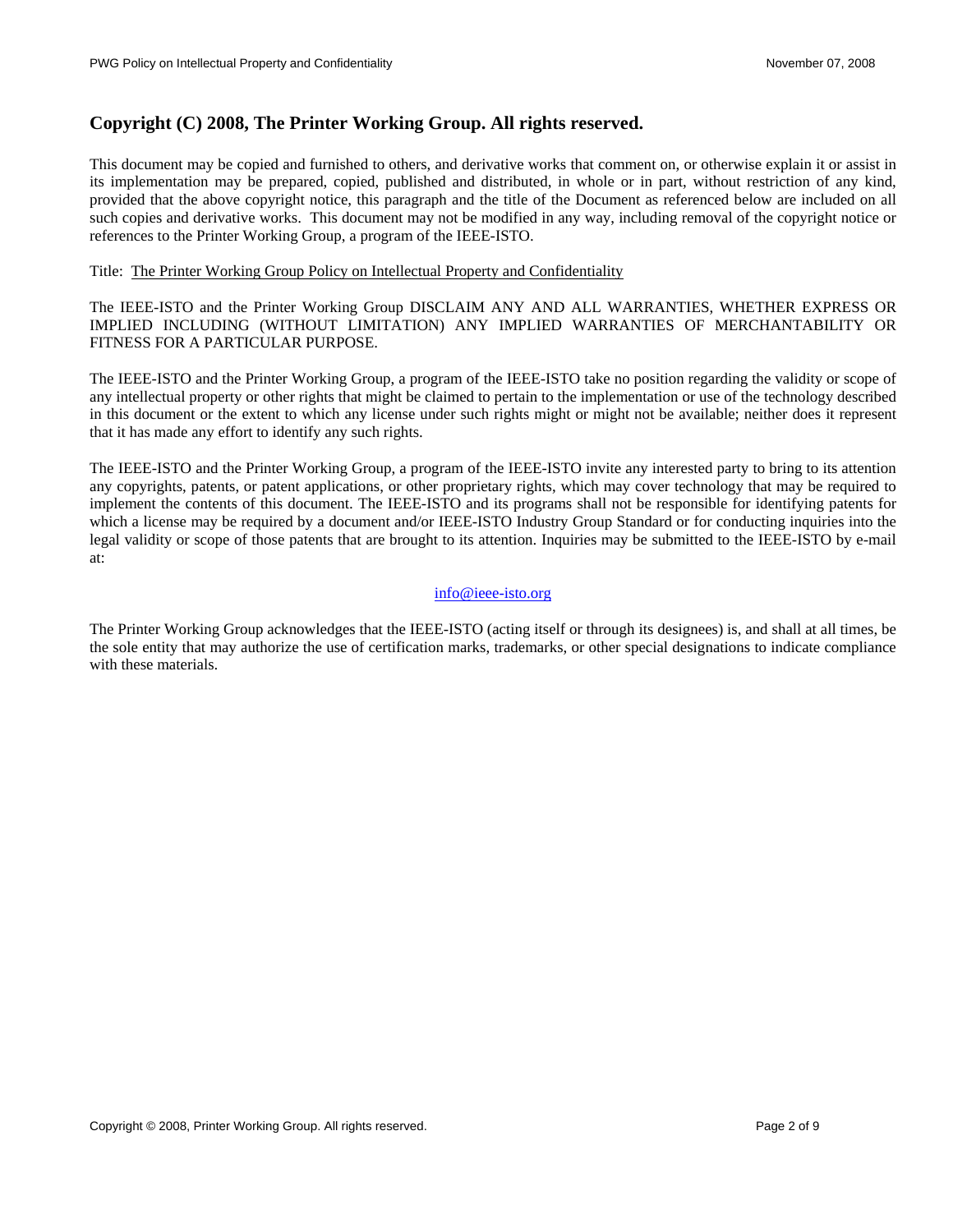## Copyright (C) 2008, The Printer Working Group. All rights reserved.

This document may be copied and furnished to others, and derivative works that comment on, or otherwise explain it or assist in its implementation may be prepared, copied, published and distributed, in whole or in part, without restriction of any kind, provided that the above copyright notice, this paragraph and the title of the Document as referenced below are included on all such copies and derivative works. This document may not be modified in any way, including removal of the copyright notice or references to the Printer Working Group, a program of the IEEE-ISTO.

Title: The Printer Working Group Policy on Intellectual Property and Confidentiality

The IEEE-ISTO and the Printer Working Group DISCLAIM ANY AND ALL WARRANTIES, WHETHER EXPRESS OR IMPLIED INCLUDING (WITHOUT LIMITATION) ANY IMPLIED WARRANTIES OF MERCHANTABILITY OR FITNESS FOR A PARTICULAR PURPOSE.

The IEEE-ISTO and the Printer Working Group, a program of the IEEE-ISTO take no position regarding the validity or scope of any intellectual property or other rights that might be claimed to pertain to the implementation or use of the technology described in this document or the extent to which any license under such rights might or might not be available; neither does it represent that it has made any effort to identify any such rights.

The IEEE-ISTO and the Printer Working Group, a program of the IEEE-ISTO invite any interested party to bring to its attention any copyrights, patents, or patent applications, or other proprietary rights, which may cover technology that may be required to implement the contents of this document. The IEEE-ISTO and its programs shall not be responsible for identifying patents for which a license may be required by a document and/or IEEE-ISTO Industry Group Standard or for conducting inquiries into the legal validity or scope of those patents that are brought to its attention. Inquiries may be submitted to the IEEE-ISTO by e-mail at:

info@ieee-isto.org

The Printer Working Group acknowledges that the IEEE-ISTO (acting itself or through its designees) is, and shall at all times, be the sole entity that may authorize the use of certification marks, trademarks, or other special designations to indicate compliance with these materials.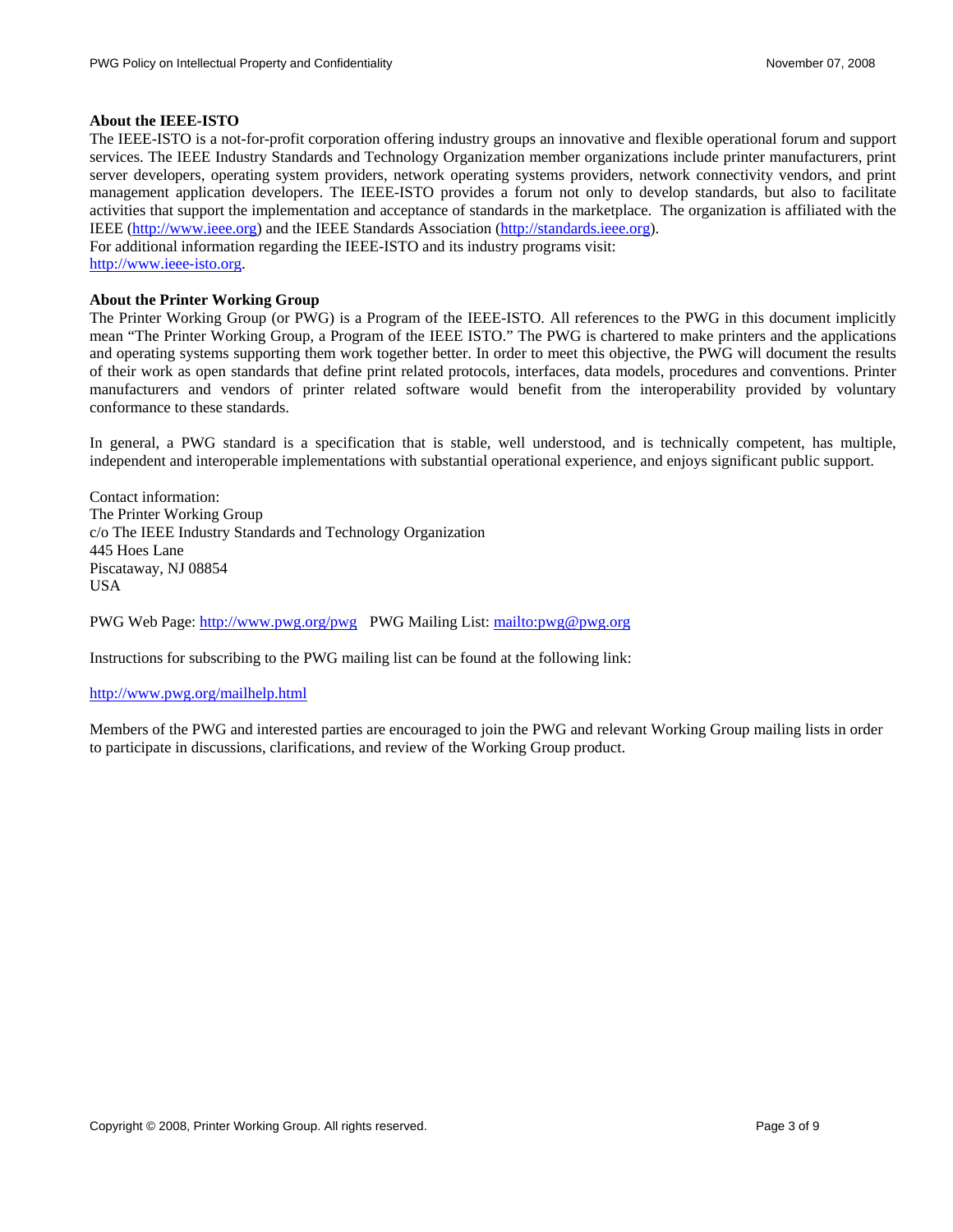**About the IEEE-ISTO**

The IEEE-ISTO is a not-for-profit corporation offering industry groups an innovative and flexible operational forum and support services. The IEEE Industry Standards and Technology Organization member organizations include printer manufacturers, print server developers, operating system providers, network operating systems providers, network connectivity vendors, and print management application developers. The IEEE-ISTO provides a forum not only to develop standards, but also to facilitate activities that support the implementation and acceptance of standards in the marketplace. The organization is affiliated with the IEEE (http://www.ieee.org) and the IEEE Standards Association (http://standards.ieee.org).
For additional information regarding the IEEE-ISTO and its industry programs visit:
http://www.ieee-isto.org.

**About the Printer Working Group**

The Printer Working Group (or PWG) is a Program of the IEEE-ISTO. All references to the PWG in this document implicitly mean "The Printer Working Group, a Program of the IEEE ISTO." The PWG is chartered to make printers and the applications and operating systems supporting them work together better. In order to meet this objective, the PWG will document the results of their work as open standards that define print related protocols, interfaces, data models, procedures and conventions. Printer manufacturers and vendors of printer related software would benefit from the interoperability provided by voluntary conformance to these standards.

In general, a PWG standard is a specification that is stable, well understood, and is technically competent, has multiple, independent and interoperable implementations with substantial operational experience, and enjoys significant public support.

Contact information:
The Printer Working Group
c/o The IEEE Industry Standards and Technology Organization
445 Hoes Lane
Piscataway, NJ 08854
USA

PWG Web Page: http://www.pwg.org/pwg PWG Mailing List: mailto:pwg@pwg.org

Instructions for subscribing to the PWG mailing list can be found at the following link:

http://www.pwg.org/mailhelp.html

Members of the PWG and interested parties are encouraged to join the PWG and relevant Working Group mailing lists in order to participate in discussions, clarifications, and review of the Working Group product.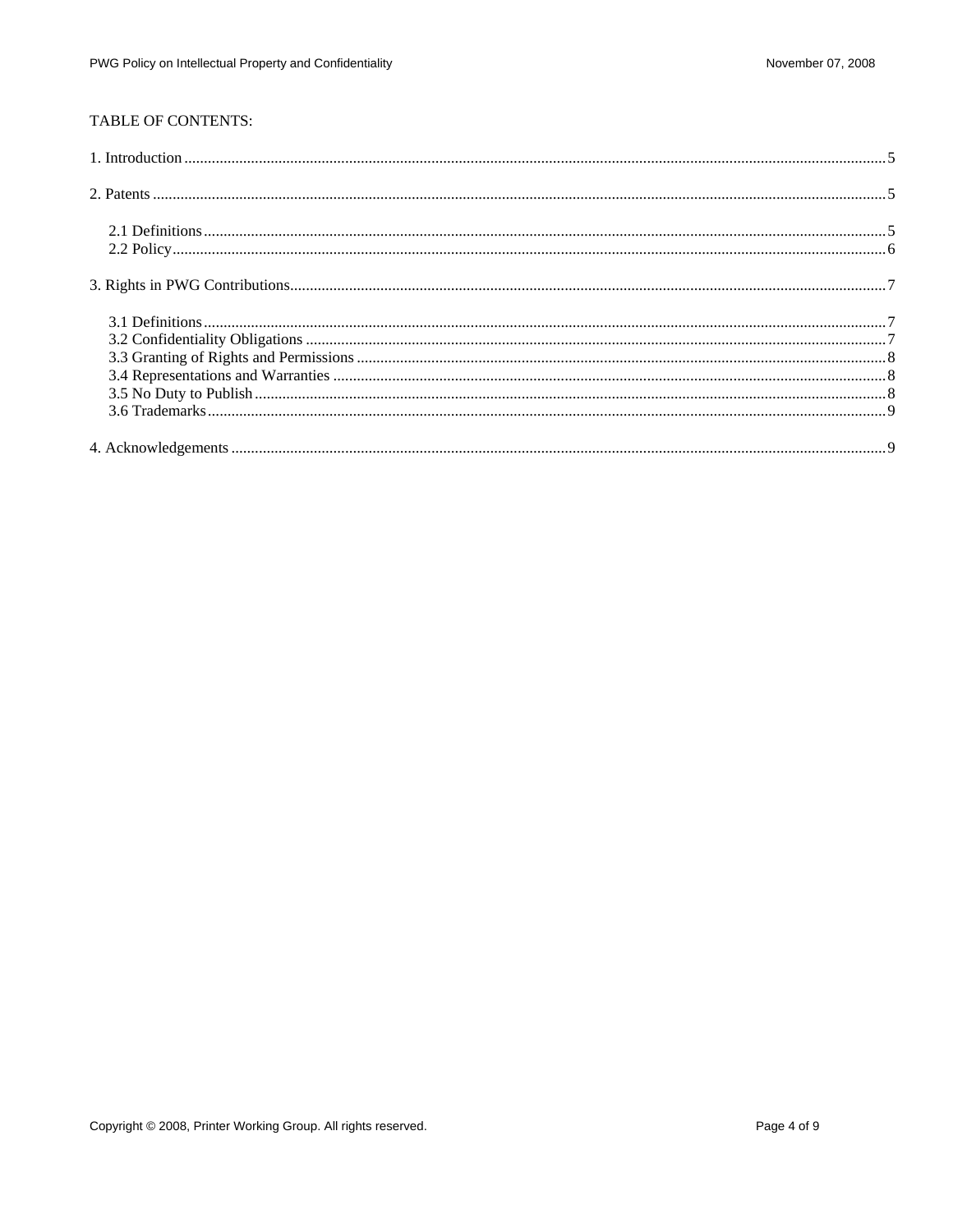TABLE OF CONTENTS:

1. Introduction ........ 5

2. Patents ........ 5

   2.1 Definitions ........ 5
   2.2 Policy ........ 6

3. Rights in PWG Contributions ........ 7

   3.1 Definitions ........ 7
   3.2 Confidentiality Obligations ........ 7
   3.3 Granting of Rights and Permissions ........ 8
   3.4 Representations and Warranties ........ 8
   3.5 No Duty to Publish ........ 8
   3.6 Trademarks ........ 9

4. Acknowledgements ........ 9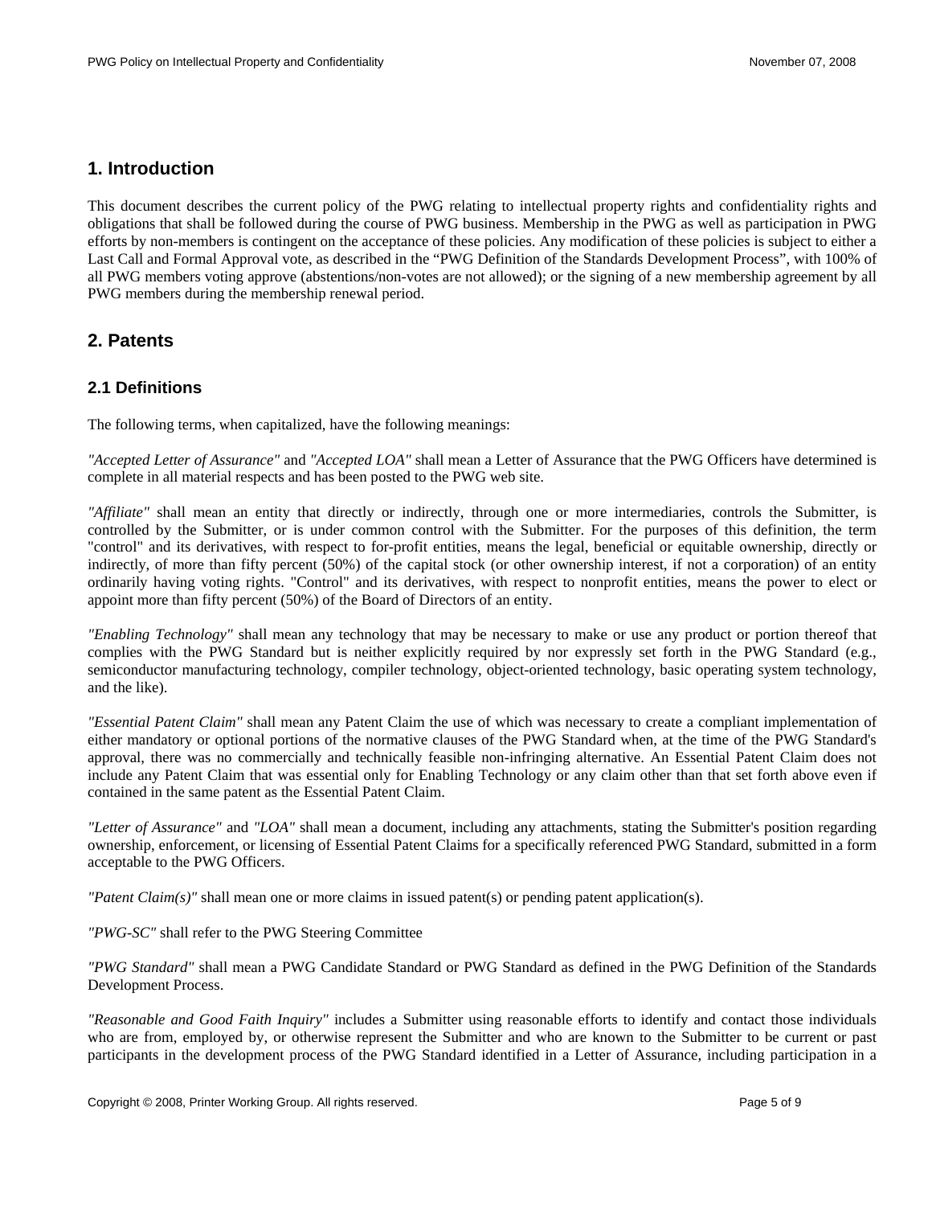## 1. Introduction

This document describes the current policy of the PWG relating to intellectual property rights and confidentiality rights and obligations that shall be followed during the course of PWG business. Membership in the PWG as well as participation in PWG efforts by non-members is contingent on the acceptance of these policies. Any modification of these policies is subject to either a Last Call and Formal Approval vote, as described in the “PWG Definition of the Standards Development Process”, with 100% of all PWG members voting approve (abstentions/non-votes are not allowed); or the signing of a new membership agreement by all PWG members during the membership renewal period.

## 2. Patents

### 2.1 Definitions

The following terms, when capitalized, have the following meanings:

*"Accepted Letter of Assurance"* and *"Accepted LOA"* shall mean a Letter of Assurance that the PWG Officers have determined is complete in all material respects and has been posted to the PWG web site.

*"Affiliate"* shall mean an entity that directly or indirectly, through one or more intermediaries, controls the Submitter, is controlled by the Submitter, or is under common control with the Submitter. For the purposes of this definition, the term "control" and its derivatives, with respect to for-profit entities, means the legal, beneficial or equitable ownership, directly or indirectly, of more than fifty percent (50%) of the capital stock (or other ownership interest, if not a corporation) of an entity ordinarily having voting rights. "Control" and its derivatives, with respect to nonprofit entities, means the power to elect or appoint more than fifty percent (50%) of the Board of Directors of an entity.

*"Enabling Technology"* shall mean any technology that may be necessary to make or use any product or portion thereof that complies with the PWG Standard but is neither explicitly required by nor expressly set forth in the PWG Standard (e.g., semiconductor manufacturing technology, compiler technology, object-oriented technology, basic operating system technology, and the like).

*"Essential Patent Claim"* shall mean any Patent Claim the use of which was necessary to create a compliant implementation of either mandatory or optional portions of the normative clauses of the PWG Standard when, at the time of the PWG Standard's approval, there was no commercially and technically feasible non-infringing alternative. An Essential Patent Claim does not include any Patent Claim that was essential only for Enabling Technology or any claim other than that set forth above even if contained in the same patent as the Essential Patent Claim.

*"Letter of Assurance"* and *"LOA"* shall mean a document, including any attachments, stating the Submitter's position regarding ownership, enforcement, or licensing of Essential Patent Claims for a specifically referenced PWG Standard, submitted in a form acceptable to the PWG Officers.

*"Patent Claim(s)"* shall mean one or more claims in issued patent(s) or pending patent application(s).

*"PWG-SC"* shall refer to the PWG Steering Committee

*"PWG Standard"* shall mean a PWG Candidate Standard or PWG Standard as defined in the PWG Definition of the Standards Development Process.

*"Reasonable and Good Faith Inquiry"* includes a Submitter using reasonable efforts to identify and contact those individuals who are from, employed by, or otherwise represent the Submitter and who are known to the Submitter to be current or past participants in the development process of the PWG Standard identified in a Letter of Assurance, including participation in a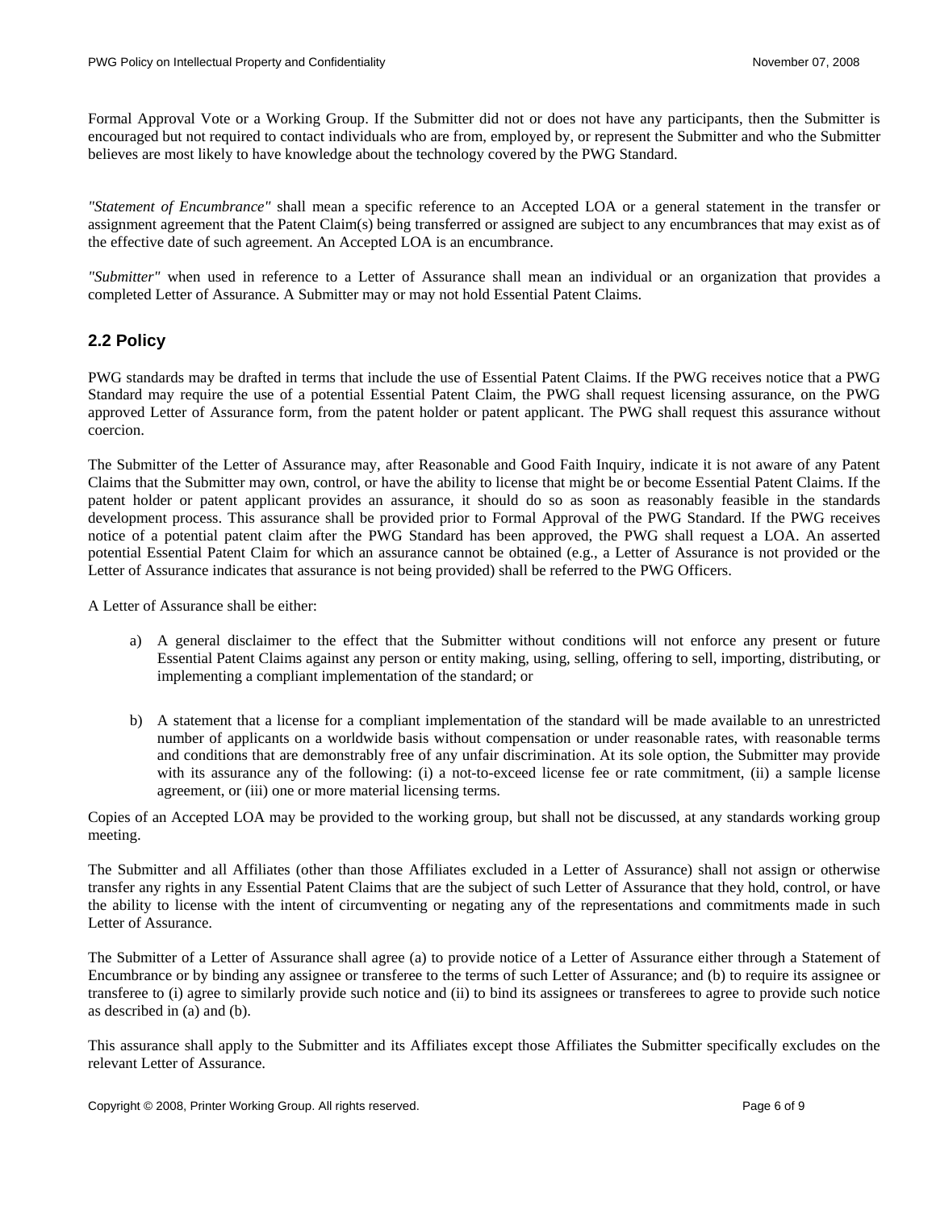Formal Approval Vote or a Working Group. If the Submitter did not or does not have any participants, then the Submitter is encouraged but not required to contact individuals who are from, employed by, or represent the Submitter and who the Submitter believes are most likely to have knowledge about the technology covered by the PWG Standard.

*"Statement of Encumbrance"* shall mean a specific reference to an Accepted LOA or a general statement in the transfer or assignment agreement that the Patent Claim(s) being transferred or assigned are subject to any encumbrances that may exist as of the effective date of such agreement. An Accepted LOA is an encumbrance.

*"Submitter"* when used in reference to a Letter of Assurance shall mean an individual or an organization that provides a completed Letter of Assurance. A Submitter may or may not hold Essential Patent Claims.

## 2.2 Policy

PWG standards may be drafted in terms that include the use of Essential Patent Claims. If the PWG receives notice that a PWG Standard may require the use of a potential Essential Patent Claim, the PWG shall request licensing assurance, on the PWG approved Letter of Assurance form, from the patent holder or patent applicant. The PWG shall request this assurance without coercion.

The Submitter of the Letter of Assurance may, after Reasonable and Good Faith Inquiry, indicate it is not aware of any Patent Claims that the Submitter may own, control, or have the ability to license that might be or become Essential Patent Claims. If the patent holder or patent applicant provides an assurance, it should do so as soon as reasonably feasible in the standards development process. This assurance shall be provided prior to Formal Approval of the PWG Standard. If the PWG receives notice of a potential patent claim after the PWG Standard has been approved, the PWG shall request a LOA. An asserted potential Essential Patent Claim for which an assurance cannot be obtained (e.g., a Letter of Assurance is not provided or the Letter of Assurance indicates that assurance is not being provided) shall be referred to the PWG Officers.

A Letter of Assurance shall be either:

a) A general disclaimer to the effect that the Submitter without conditions will not enforce any present or future Essential Patent Claims against any person or entity making, using, selling, offering to sell, importing, distributing, or implementing a compliant implementation of the standard; or

b) A statement that a license for a compliant implementation of the standard will be made available to an unrestricted number of applicants on a worldwide basis without compensation or under reasonable rates, with reasonable terms and conditions that are demonstrably free of any unfair discrimination. At its sole option, the Submitter may provide with its assurance any of the following: (i) a not-to-exceed license fee or rate commitment, (ii) a sample license agreement, or (iii) one or more material licensing terms.

Copies of an Accepted LOA may be provided to the working group, but shall not be discussed, at any standards working group meeting.

The Submitter and all Affiliates (other than those Affiliates excluded in a Letter of Assurance) shall not assign or otherwise transfer any rights in any Essential Patent Claims that are the subject of such Letter of Assurance that they hold, control, or have the ability to license with the intent of circumventing or negating any of the representations and commitments made in such Letter of Assurance.

The Submitter of a Letter of Assurance shall agree (a) to provide notice of a Letter of Assurance either through a Statement of Encumbrance or by binding any assignee or transferee to the terms of such Letter of Assurance; and (b) to require its assignee or transferee to (i) agree to similarly provide such notice and (ii) to bind its assignees or transferees to agree to provide such notice as described in (a) and (b).

This assurance shall apply to the Submitter and its Affiliates except those Affiliates the Submitter specifically excludes on the relevant Letter of Assurance.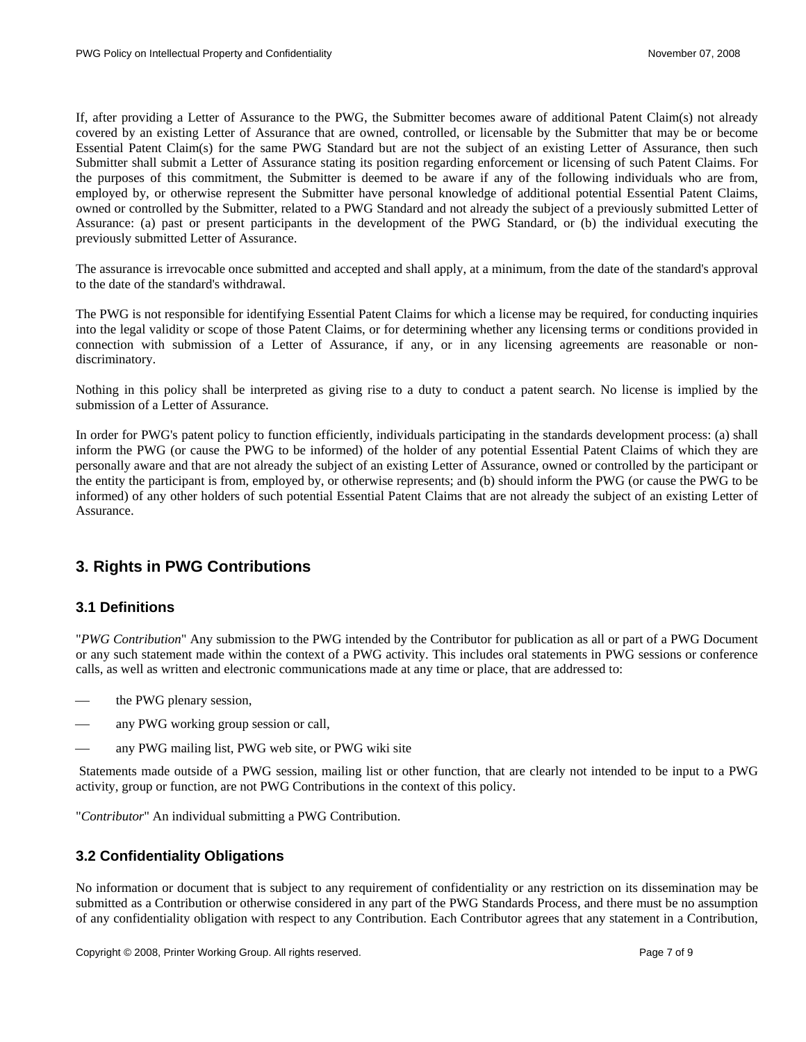If, after providing a Letter of Assurance to the PWG, the Submitter becomes aware of additional Patent Claim(s) not already covered by an existing Letter of Assurance that are owned, controlled, or licensable by the Submitter that may be or become Essential Patent Claim(s) for the same PWG Standard but are not the subject of an existing Letter of Assurance, then such Submitter shall submit a Letter of Assurance stating its position regarding enforcement or licensing of such Patent Claims. For the purposes of this commitment, the Submitter is deemed to be aware if any of the following individuals who are from, employed by, or otherwise represent the Submitter have personal knowledge of additional potential Essential Patent Claims, owned or controlled by the Submitter, related to a PWG Standard and not already the subject of a previously submitted Letter of Assurance: (a) past or present participants in the development of the PWG Standard, or (b) the individual executing the previously submitted Letter of Assurance.

The assurance is irrevocable once submitted and accepted and shall apply, at a minimum, from the date of the standard's approval to the date of the standard's withdrawal.

The PWG is not responsible for identifying Essential Patent Claims for which a license may be required, for conducting inquiries into the legal validity or scope of those Patent Claims, or for determining whether any licensing terms or conditions provided in connection with submission of a Letter of Assurance, if any, or in any licensing agreements are reasonable or non-discriminatory.

Nothing in this policy shall be interpreted as giving rise to a duty to conduct a patent search. No license is implied by the submission of a Letter of Assurance.

In order for PWG's patent policy to function efficiently, individuals participating in the standards development process: (a) shall inform the PWG (or cause the PWG to be informed) of the holder of any potential Essential Patent Claims of which they are personally aware and that are not already the subject of an existing Letter of Assurance, owned or controlled by the participant or the entity the participant is from, employed by, or otherwise represents; and (b) should inform the PWG (or cause the PWG to be informed) of any other holders of such potential Essential Patent Claims that are not already the subject of an existing Letter of Assurance.

## 3. Rights in PWG Contributions

### 3.1 Definitions

"*PWG Contribution*" Any submission to the PWG intended by the Contributor for publication as all or part of a PWG Document or any such statement made within the context of a PWG activity. This includes oral statements in PWG sessions or conference calls, as well as written and electronic communications made at any time or place, that are addressed to:

- the PWG plenary session,
- any PWG working group session or call,
- any PWG mailing list, PWG web site, or PWG wiki site

Statements made outside of a PWG session, mailing list or other function, that are clearly not intended to be input to a PWG activity, group or function, are not PWG Contributions in the context of this policy.

"*Contributor*" An individual submitting a PWG Contribution.

### 3.2 Confidentiality Obligations

No information or document that is subject to any requirement of confidentiality or any restriction on its dissemination may be submitted as a Contribution or otherwise considered in any part of the PWG Standards Process, and there must be no assumption of any confidentiality obligation with respect to any Contribution. Each Contributor agrees that any statement in a Contribution,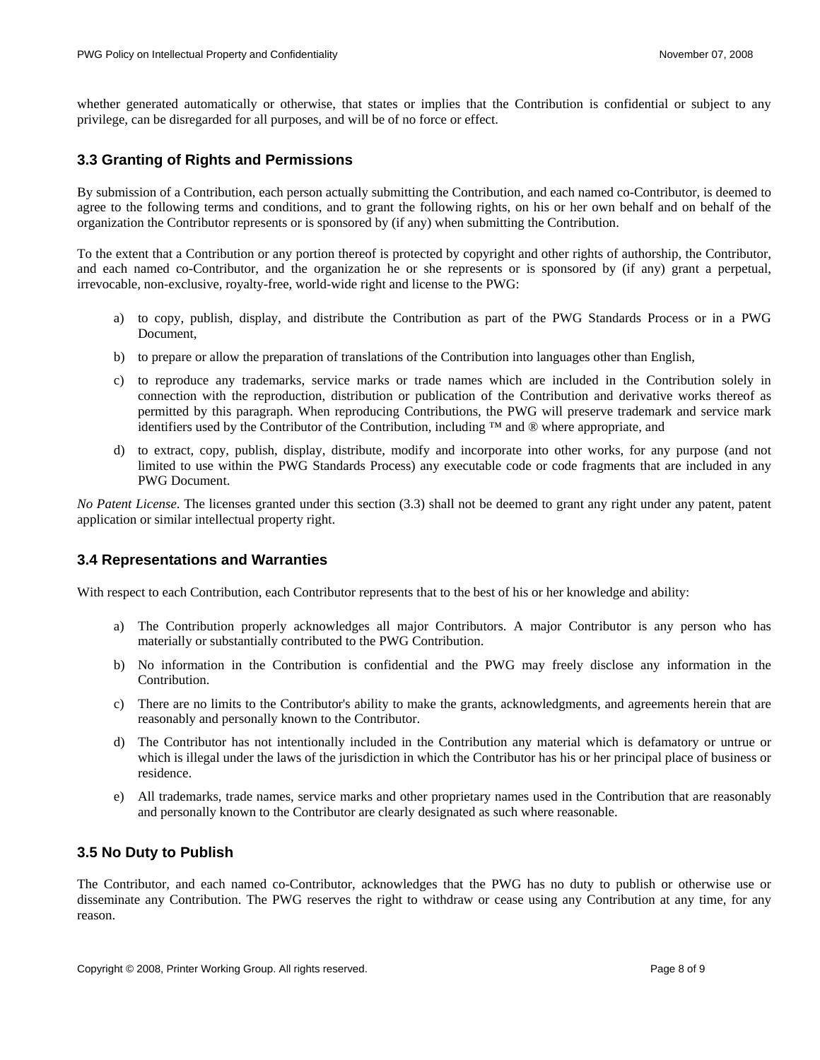whether generated automatically or otherwise, that states or implies that the Contribution is confidential or subject to any privilege, can be disregarded for all purposes, and will be of no force or effect.

### 3.3 Granting of Rights and Permissions

By submission of a Contribution, each person actually submitting the Contribution, and each named co-Contributor, is deemed to agree to the following terms and conditions, and to grant the following rights, on his or her own behalf and on behalf of the organization the Contributor represents or is sponsored by (if any) when submitting the Contribution.

To the extent that a Contribution or any portion thereof is protected by copyright and other rights of authorship, the Contributor, and each named co-Contributor, and the organization he or she represents or is sponsored by (if any) grant a perpetual, irrevocable, non-exclusive, royalty-free, world-wide right and license to the PWG:

a) to copy, publish, display, and distribute the Contribution as part of the PWG Standards Process or in a PWG Document,

b) to prepare or allow the preparation of translations of the Contribution into languages other than English,

c) to reproduce any trademarks, service marks or trade names which are included in the Contribution solely in connection with the reproduction, distribution or publication of the Contribution and derivative works thereof as permitted by this paragraph. When reproducing Contributions, the PWG will preserve trademark and service mark identifiers used by the Contributor of the Contribution, including ™ and ® where appropriate, and

d) to extract, copy, publish, display, distribute, modify and incorporate into other works, for any purpose (and not limited to use within the PWG Standards Process) any executable code or code fragments that are included in any PWG Document.

*No Patent License*. The licenses granted under this section (3.3) shall not be deemed to grant any right under any patent, patent application or similar intellectual property right.

### 3.4 Representations and Warranties

With respect to each Contribution, each Contributor represents that to the best of his or her knowledge and ability:

a) The Contribution properly acknowledges all major Contributors. A major Contributor is any person who has materially or substantially contributed to the PWG Contribution.

b) No information in the Contribution is confidential and the PWG may freely disclose any information in the Contribution.

c) There are no limits to the Contributor's ability to make the grants, acknowledgments, and agreements herein that are reasonably and personally known to the Contributor.

d) The Contributor has not intentionally included in the Contribution any material which is defamatory or untrue or which is illegal under the laws of the jurisdiction in which the Contributor has his or her principal place of business or residence.

e) All trademarks, trade names, service marks and other proprietary names used in the Contribution that are reasonably and personally known to the Contributor are clearly designated as such where reasonable.

### 3.5 No Duty to Publish

The Contributor, and each named co-Contributor, acknowledges that the PWG has no duty to publish or otherwise use or disseminate any Contribution. The PWG reserves the right to withdraw or cease using any Contribution at any time, for any reason.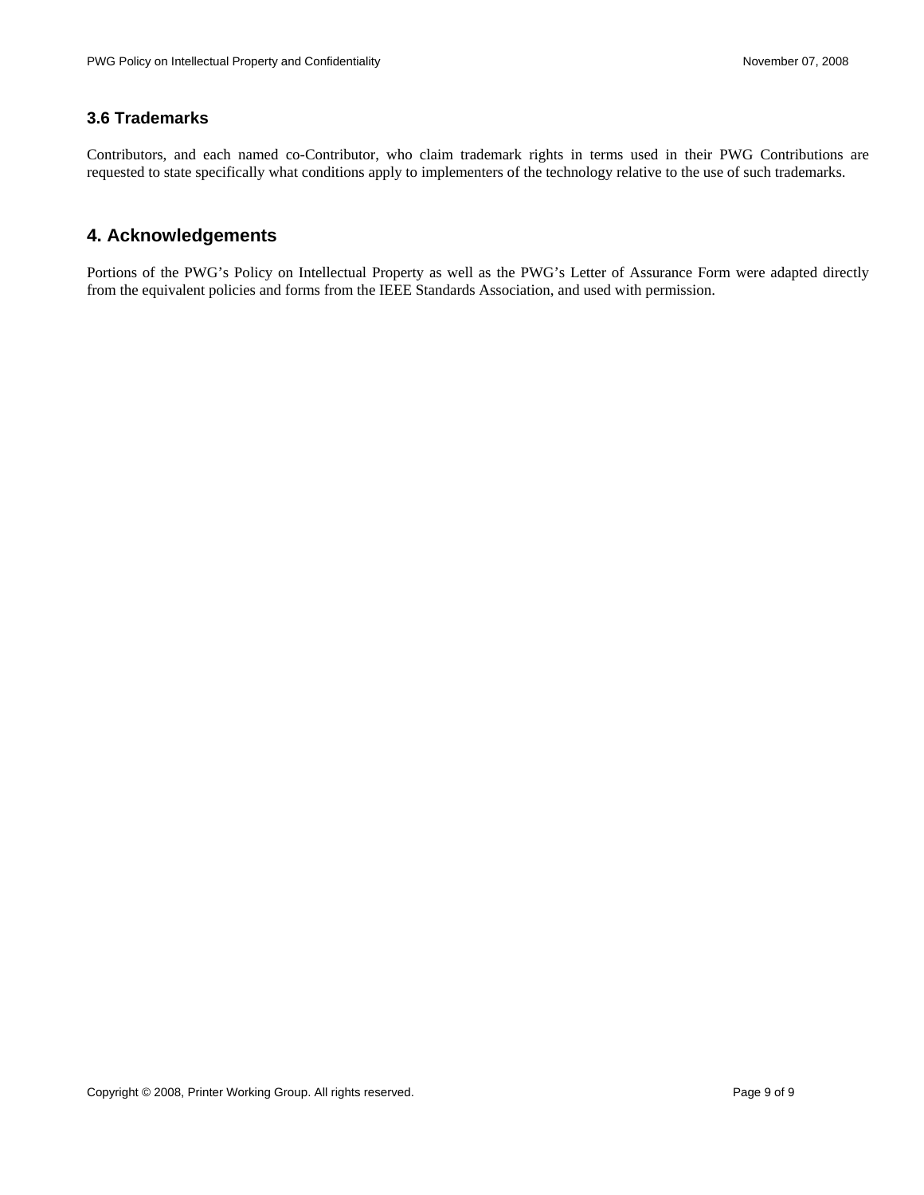### 3.6 Trademarks

Contributors, and each named co-Contributor, who claim trademark rights in terms used in their PWG Contributions are requested to state specifically what conditions apply to implementers of the technology relative to the use of such trademarks.

## 4. Acknowledgements

Portions of the PWG's Policy on Intellectual Property as well as the PWG's Letter of Assurance Form were adapted directly from the equivalent policies and forms from the IEEE Standards Association, and used with permission.